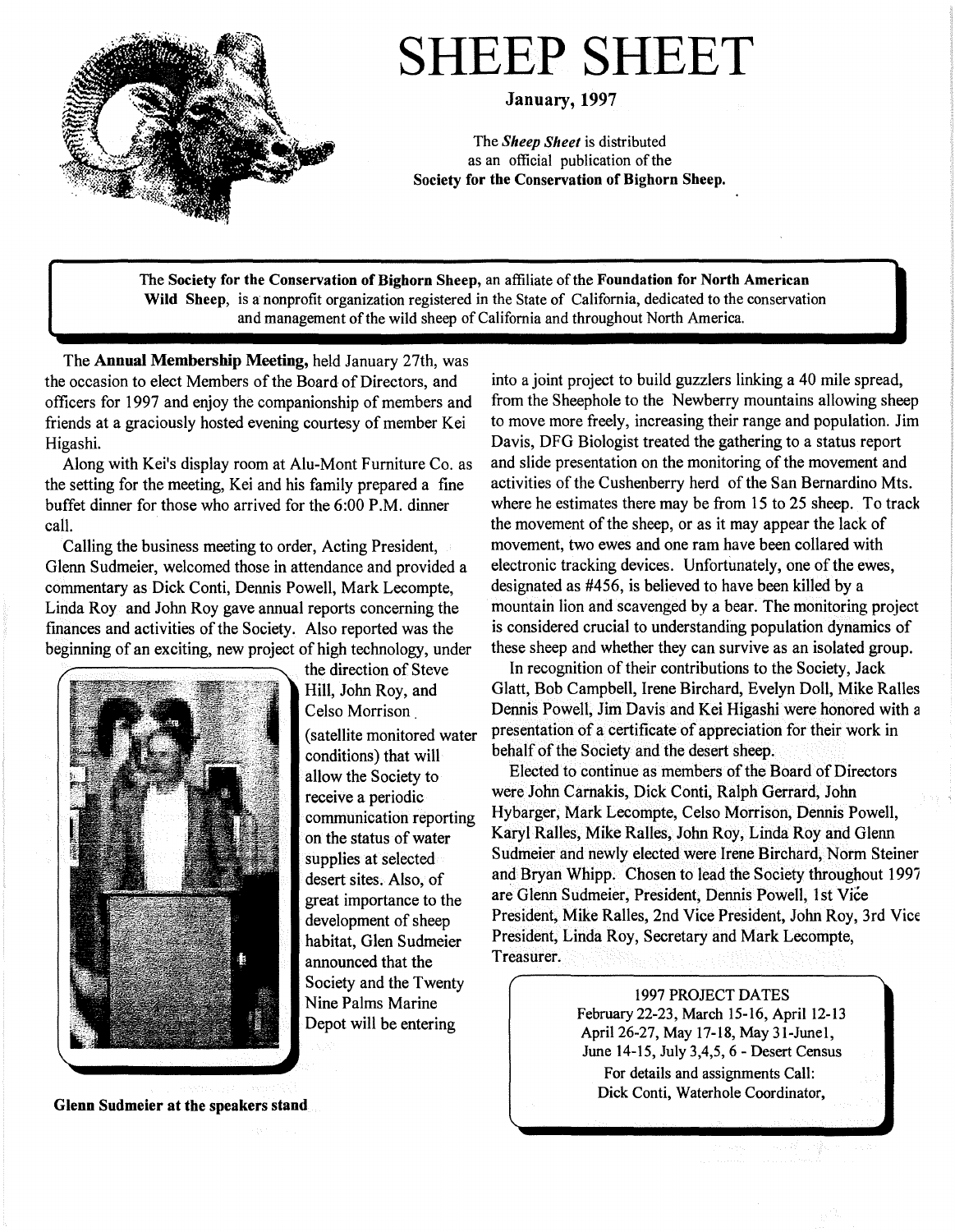# SHEEP SHEET

**January, 1997**

The ***Sheep Sheet*** is distributed as an official publication of the **Society for the Conservation of Bighorn Sheep.**

> The **Society for the Conservation of Bighorn Sheep,** an affiliate of the **Foundation for North American Wild Sheep,** is a nonprofit organization registered in the State of California, dedicated to the conservation and management of the wild sheep of California and throughout North America.

The **Annual Membership Meeting,** held January 27th, was the occasion to elect Members of the Board of Directors, and officers for 1997 and enjoy the companionship of members and friends at a graciously hosted evening courtesy of member Kei Higashi.

Along with Kei's display room at Alu-Mont Furniture Co. as the setting for the meeting, Kei and his family prepared a fine buffet dinner for those who arrived for the 6:00 P.M. dinner call.

Calling the business meeting to order, Acting President, Glenn Sudmeier, welcomed those in attendance and provided a commentary as Dick Conti, Dennis Powell, Mark Lecompte, Linda Roy and John Roy gave annual reports concerning the finances and activities of the Society. Also reported was the beginning of an exciting, new project of high technology, under the direction of Steve Hill, John Roy, and Celso Morrison. (satellite monitored water conditions) that will allow the Society to receive a periodic communication reporting on the status of water supplies at selected desert sites. Also, of great importance to the development of sheep habitat, Glen Sudmeier announced that the Society and the Twenty Nine Palms Marine Depot will be entering into a joint project to build guzzlers linking a 40 mile spread, from the Sheephole to the Newberry mountains allowing sheep to move more freely, increasing their range and population. Jim Davis, DFG Biologist treated the gathering to a status report and slide presentation on the monitoring of the movement and activities of the Cushenberry herd of the San Bernardino Mts. where he estimates there may be from 15 to 25 sheep. To track the movement of the sheep, or as it may appear the lack of movement, two ewes and one ram have been collared with electronic tracking devices. Unfortunately, one of the ewes, designated as #456, is believed to have been killed by a mountain lion and scavenged by a bear. The monitoring project is considered crucial to understanding population dynamics of these sheep and whether they can survive as an isolated group.

**Glenn Sudmeier at the speakers stand**

In recognition of their contributions to the Society, Jack Glatt, Bob Campbell, Irene Birchard, Evelyn Doll, Mike Ralles Dennis Powell, Jim Davis and Kei Higashi were honored with a presentation of a certificate of appreciation for their work in behalf of the Society and the desert sheep.

Elected to continue as members of the Board of Directors were John Carnakis, Dick Conti, Ralph Gerrard, John Hybarger, Mark Lecompte, Celso Morrison, Dennis Powell, Karyl Ralles, Mike Ralles, John Roy, Linda Roy and Glenn Sudmeier and newly elected were Irene Birchard, Norm Steiner and Bryan Whipp. Chosen to lead the Society throughout 1997 are Glenn Sudmeier, President, Dennis Powell, 1st Vice President, Mike Ralles, 2nd Vice President, John Roy, 3rd Vice President, Linda Roy, Secretary and Mark Lecompte, Treasurer.

> 1997 PROJECT DATES
> February 22-23, March 15-16, April 12-13
> April 26-27, May 17-18, May 31-June1,
> June 14-15, July 3,4,5, 6 - Desert Census
> For details and assignments Call:
> Dick Conti, Waterhole Coordinator,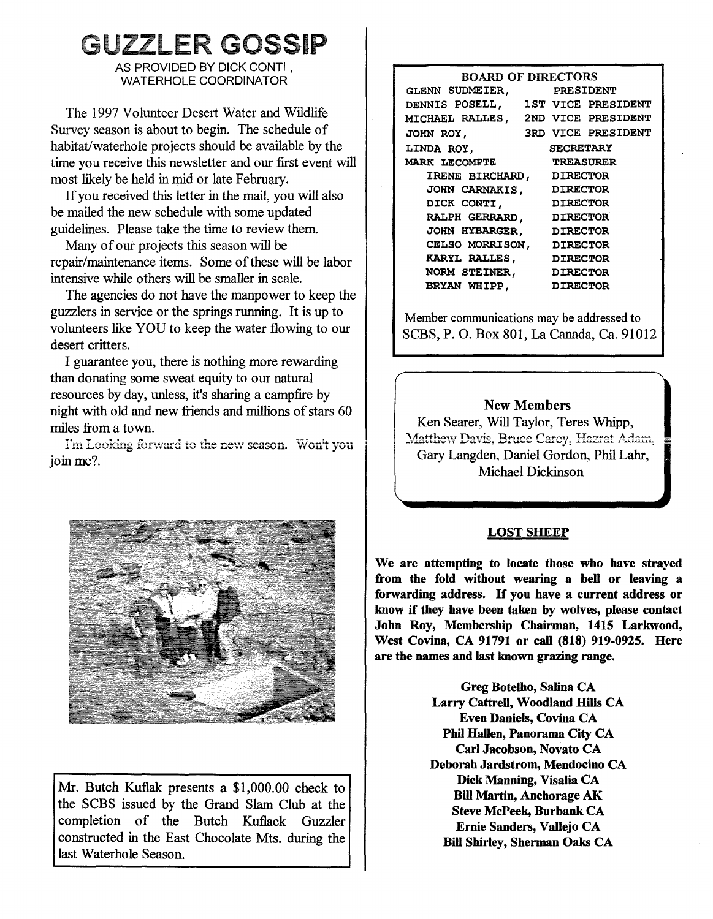# GUZZLER GOSSIP

AS PROVIDED BY DICK CONTI , WATERHOLE COORDINATOR

The 1997 Volunteer Desert Water and Wildlife Survey season is about to begin. The schedule of habitat/waterhole projects should be available by the time you receive this newsletter and our first event will most likely be held in mid or late February.

If you received this letter in the mail, you will also be mailed the new schedule with some updated guidelines. Please take the time to review them.

Many of our projects this season will be repair/maintenance items. Some of these will be labor intensive while others will be smaller in scale.

The agencies do not have the manpower to keep the guzzlers in service or the springs running. It is up to volunteers like YOU to keep the water flowing to our desert critters.

I guarantee you, there is nothing more rewarding than donating some sweat equity to our natural resources by day, unless, it's sharing a campfire by night with old and new friends and millions of stars 60 miles from a town.

I'm Looking forward to the new season. Won't you join me?.

Mr. Butch Kuflak presents a $1,000.00 check to the SCBS issued by the Grand Slam Club at the completion of the Butch Kuflack Guzzler constructed in the East Chocolate Mts. during the last Waterhole Season.

## BOARD OF DIRECTORS

| Name | Position |
|---|---|
| GLENN SUDMEIER, | PRESIDENT |
| DENNIS POSELL, | 1ST VICE PRESIDENT |
| MICHAEL RALLES, | 2ND VICE PRESIDENT |
| JOHN ROY, | 3RD VICE PRESIDENT |
| LINDA ROY, | SECRETARY |
| MARK LECOMPTE | TREASURER |
| IRENE BIRCHARD, | DIRECTOR |
| JOHN CARNAKIS, | DIRECTOR |
| DICK CONTI, | DIRECTOR |
| RALPH GERRARD, | DIRECTOR |
| JOHN HYBARGER, | DIRECTOR |
| CELSO MORRISON, | DIRECTOR |
| KARYL RALLES, | DIRECTOR |
| NORM STEINER, | DIRECTOR |
| BRYAN WHIPP, | DIRECTOR |

Member communications may be addressed to SCBS, P. O. Box 801, La Canada, Ca. 91012

## New Members

Ken Searer, Will Taylor, Teres Whipp, Matthew Davis, Bruce Carey, Hazrat Adam, Gary Langden, Daniel Gordon, Phil Lahr, Michael Dickinson

## LOST SHEEP

**We are attempting to locate those who have strayed from the fold without wearing a bell or leaving a forwarding address. If you have a current address or know if they have been taken by wolves, please contact John Roy, Membership Chairman, 1415 Larkwood, West Covina, CA 91791 or call (818) 919-0925. Here are the names and last known grazing range.**

**Greg Botelho, Salina CA**
**Larry Cattrell, Woodland Hills CA**
**Even Daniels, Covina CA**
**Phil Hallen, Panorama City CA**
**Carl Jacobson, Novato CA**
**Deborah Jardstrom, Mendocino CA**
**Dick Manning, Visalia CA**
**Bill Martin, Anchorage AK**
**Steve McPeek, Burbank CA**
**Ernie Sanders, Vallejo CA**
**Bill Shirley, Sherman Oaks CA**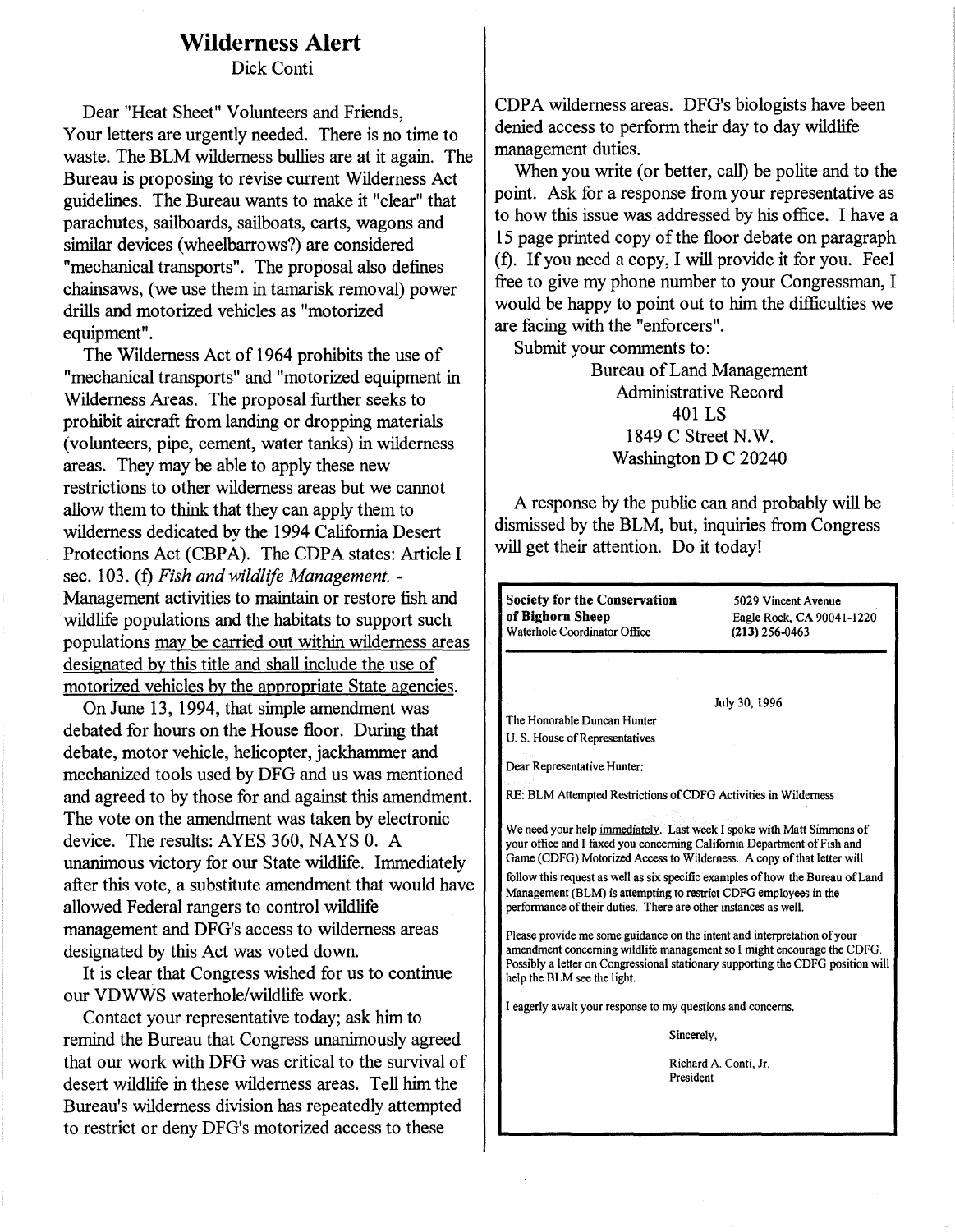# Wilderness Alert

Dick Conti

Dear "Heat Sheet" Volunteers and Friends,
Your letters are urgently needed. There is no time to waste. The BLM wilderness bullies are at it again. The Bureau is proposing to revise current Wilderness Act guidelines. The Bureau wants to make it "clear" that parachutes, sailboards, sailboats, carts, wagons and similar devices (wheelbarrows?) are considered "mechanical transports". The proposal also defines chainsaws, (we use them in tamarisk removal) power drills and motorized vehicles as "motorized equipment".

The Wilderness Act of 1964 prohibits the use of "mechanical transports" and "motorized equipment in Wilderness Areas. The proposal further seeks to prohibit aircraft from landing or dropping materials (volunteers, pipe, cement, water tanks) in wilderness areas. They may be able to apply these new restrictions to other wilderness areas but we cannot allow them to think that they can apply them to wilderness dedicated by the 1994 California Desert Protections Act (CBPA). The CDPA states: Article I sec. 103. (f) *Fish and wildlife Management.* - Management activities to maintain or restore fish and wildlife populations and the habitats to support such populations <u>may be carried out within wilderness areas designated by this title and shall include the use of motorized vehicles by the appropriate State agencies.</u>

On June 13, 1994, that simple amendment was debated for hours on the House floor. During that debate, motor vehicle, helicopter, jackhammer and mechanized tools used by DFG and us was mentioned and agreed to by those for and against this amendment. The vote on the amendment was taken by electronic device. The results: AYES 360, NAYS 0. A unanimous victory for our State wildlife. Immediately after this vote, a substitute amendment that would have allowed Federal rangers to control wildlife management and DFG's access to wilderness areas designated by this Act was voted down.

It is clear that Congress wished for us to continue our VDWWS waterhole/wildlife work.

Contact your representative today; ask him to remind the Bureau that Congress unanimously agreed that our work with DFG was critical to the survival of desert wildlife in these wilderness areas. Tell him the Bureau's wilderness division has repeatedly attempted to restrict or deny DFG's motorized access to these CDPA wilderness areas. DFG's biologists have been denied access to perform their day to day wildlife management duties.

When you write (or better, call) be polite and to the point. Ask for a response from your representative as to how this issue was addressed by his office. I have a 15 page printed copy of the floor debate on paragraph (f). If you need a copy, I will provide it for you. Feel free to give my phone number to your Congressman, I would be happy to point out to him the difficulties we are facing with the "enforcers".

Submit your comments to:

Bureau of Land Management
Administrative Record
401 LS
1849 C Street N.W.
Washington D C 20240

A response by the public can and probably will be dismissed by the BLM, but, inquiries from Congress will get their attention. Do it today!

---

**Society for the Conservation of Bighorn Sheep**
Waterhole Coordinator Office

5029 Vincent Avenue
Eagle Rock, CA 90041-1220
**(213) 256-0463**

July 30, 1996

The Honorable Duncan Hunter
U. S. House of Representatives

Dear Representative Hunter:

RE: BLM Attempted Restrictions of CDFG Activities in Wilderness

We need your help <u>immediately</u>. Last week I spoke with Matt Simmons of your office and I faxed you concerning California Department of Fish and Game (CDFG) Motorized Access to Wilderness. A copy of that letter will follow this request as well as six specific examples of how the Bureau of Land Management (BLM) is attempting to restrict CDFG employees in the performance of their duties. There are other instances as well.

Please provide me some guidance on the intent and interpretation of your amendment concerning wildlife management so I might encourage the CDFG. Possibly a letter on Congressional stationary supporting the CDFG position will help the BLM see the light.

I eagerly await your response to my questions and concerns.

Sincerely,

Richard A. Conti, Jr.
President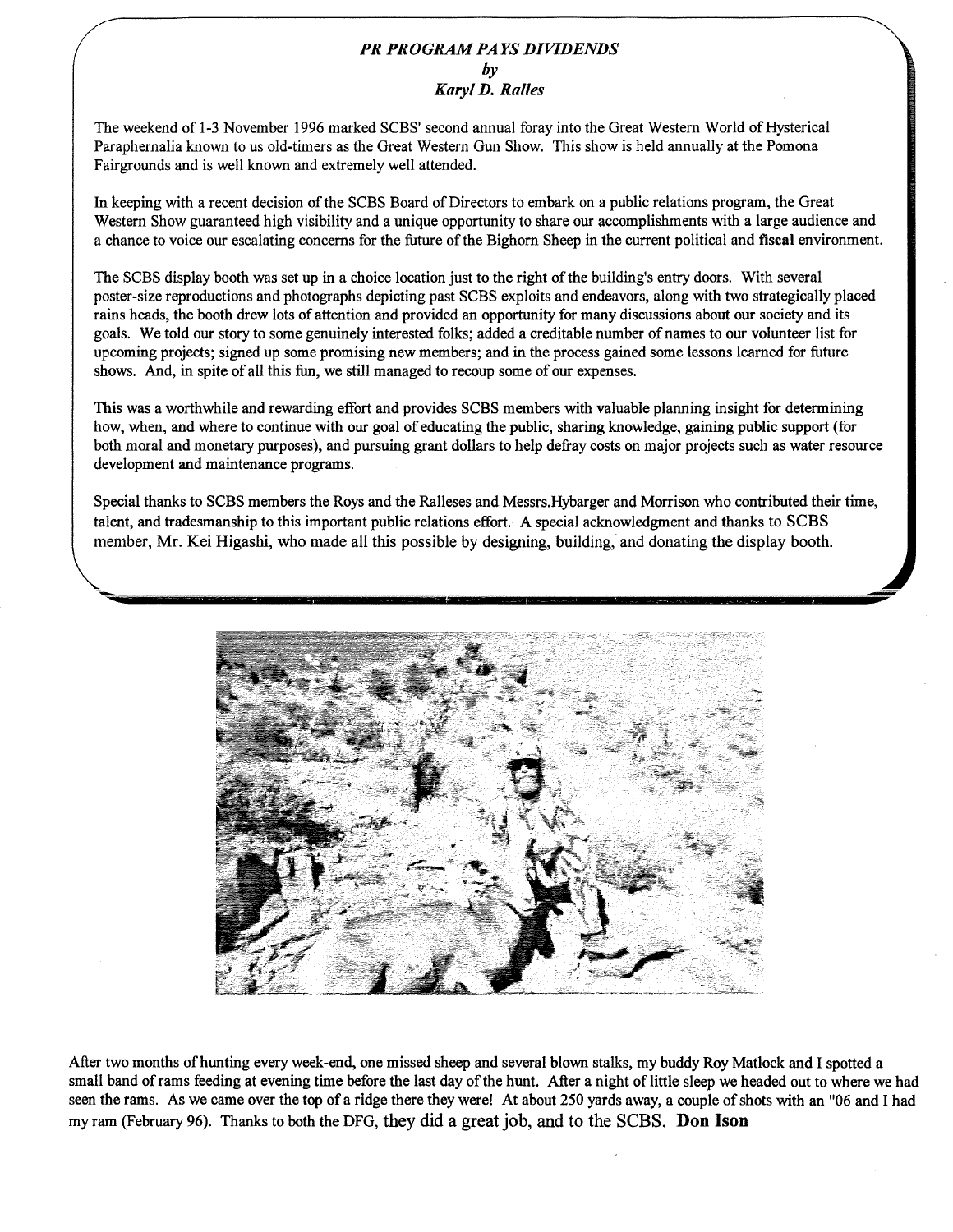## *PR PROGRAM PAYS DIVIDENDS*

*by*

***Karyl D. Ralles***

The weekend of 1-3 November 1996 marked SCBS' second annual foray into the Great Western World of Hysterical Paraphernalia known to us old-timers as the Great Western Gun Show. This show is held annually at the Pomona Fairgrounds and is well known and extremely well attended.

In keeping with a recent decision of the SCBS Board of Directors to embark on a public relations program, the Great Western Show guaranteed high visibility and a unique opportunity to share our accomplishments with a large audience and a chance to voice our escalating concerns for the future of the Bighorn Sheep in the current political and **fiscal** environment.

The SCBS display booth was set up in a choice location just to the right of the building's entry doors. With several poster-size reproductions and photographs depicting past SCBS exploits and endeavors, along with two strategically placed rains heads, the booth drew lots of attention and provided an opportunity for many discussions about our society and its goals. We told our story to some genuinely interested folks; added a creditable number of names to our volunteer list for upcoming projects; signed up some promising new members; and in the process gained some lessons learned for future shows. And, in spite of all this fun, we still managed to recoup some of our expenses.

This was a worthwhile and rewarding effort and provides SCBS members with valuable planning insight for determining how, when, and where to continue with our goal of educating the public, sharing knowledge, gaining public support (for both moral and monetary purposes), and pursuing grant dollars to help defray costs on major projects such as water resource development and maintenance programs.

Special thanks to SCBS members the Roys and the Ralleses and Messrs.Hybarger and Morrison who contributed their time, talent, and tradesmanship to this important public relations effort. A special acknowledgment and thanks to SCBS member, Mr. Kei Higashi, who made all this possible by designing, building, and donating the display booth.

After two months of hunting every week-end, one missed sheep and several blown stalks, my buddy Roy Matlock and I spotted a small band of rams feeding at evening time before the last day of the hunt. After a night of little sleep we headed out to where we had seen the rams. As we came over the top of a ridge there they were! At about 250 yards away, a couple of shots with an "06 and I had my ram (February 96). Thanks to both the DFG, they did a great job, and to the SCBS. **Don Ison**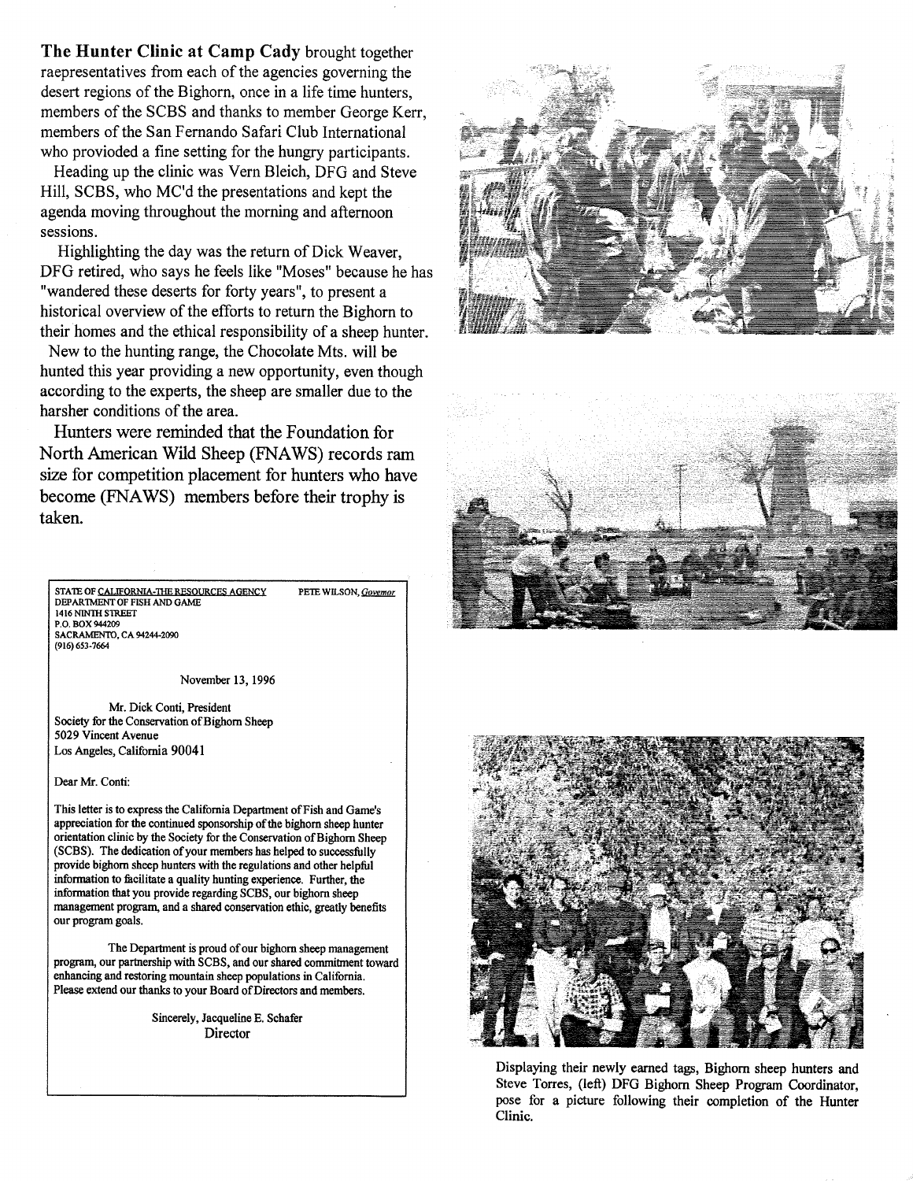**The Hunter Clinic at Camp Cady** brought together raepresentatives from each of the agencies governing the desert regions of the Bighorn, once in a life time hunters, members of the SCBS and thanks to member George Kerr, members of the San Fernando Safari Club International who provioded a fine setting for the hungry participants.

Heading up the clinic was Vern Bleich, DFG and Steve Hill, SCBS, who MC'd the presentations and kept the agenda moving throughout the morning and afternoon sessions.

Highlighting the day was the return of Dick Weaver, DFG retired, who says he feels like "Moses" because he has "wandered these deserts for forty years", to present a historical overview of the efforts to return the Bighorn to their homes and the ethical responsibility of a sheep hunter.

New to the hunting range, the Chocolate Mts. will be hunted this year providing a new opportunity, even though according to the experts, the sheep are smaller due to the harsher conditions of the area.

Hunters were reminded that the Foundation for North American Wild Sheep (FNAWS) records ram size for competition placement for hunters who have become (FNAWS) members before their trophy is taken.

STATE OF CALIFORNIA-THE RESOURCES AGENCY  
PETE WILSON, *Governor*  
DEPARTMENT OF FISH AND GAME  
1416 NINTH STREET  
P.O. BOX 944209  
SACRAMENTO, CA 94244-2090  
(916) 653-7664

November 13, 1996

Mr. Dick Conti, President  
Society for the Conservation of Bighorn Sheep  
5029 Vincent Avenue  
Los Angeles, California 90041

Dear Mr. Conti:

This letter is to express the California Department of Fish and Game's appreciation for the continued sponsorship of the bighorn sheep hunter orientation clinic by the Society for the Conservation of Bighorn Sheep (SCBS). The dedication of your members has helped to successfully provide bighorn sheep hunters with the regulations and other helpful information to facilitate a quality hunting experience. Further, the information that you provide regarding SCBS, our bighorn sheep management program, and a shared conservation ethic, greatly benefits our program goals.

The Department is proud of our bighorn sheep management program, our partnership with SCBS, and our shared commitment toward enhancing and restoring mountain sheep populations in California. Please extend our thanks to your Board of Directors and members.

Sincerely, Jacqueline E. Schafer  
Director

Displaying their newly earned tags, Bighorn sheep hunters and Steve Torres, (left) DFG Bighorn Sheep Program Coordinator, pose for a picture following their completion of the Hunter Clinic.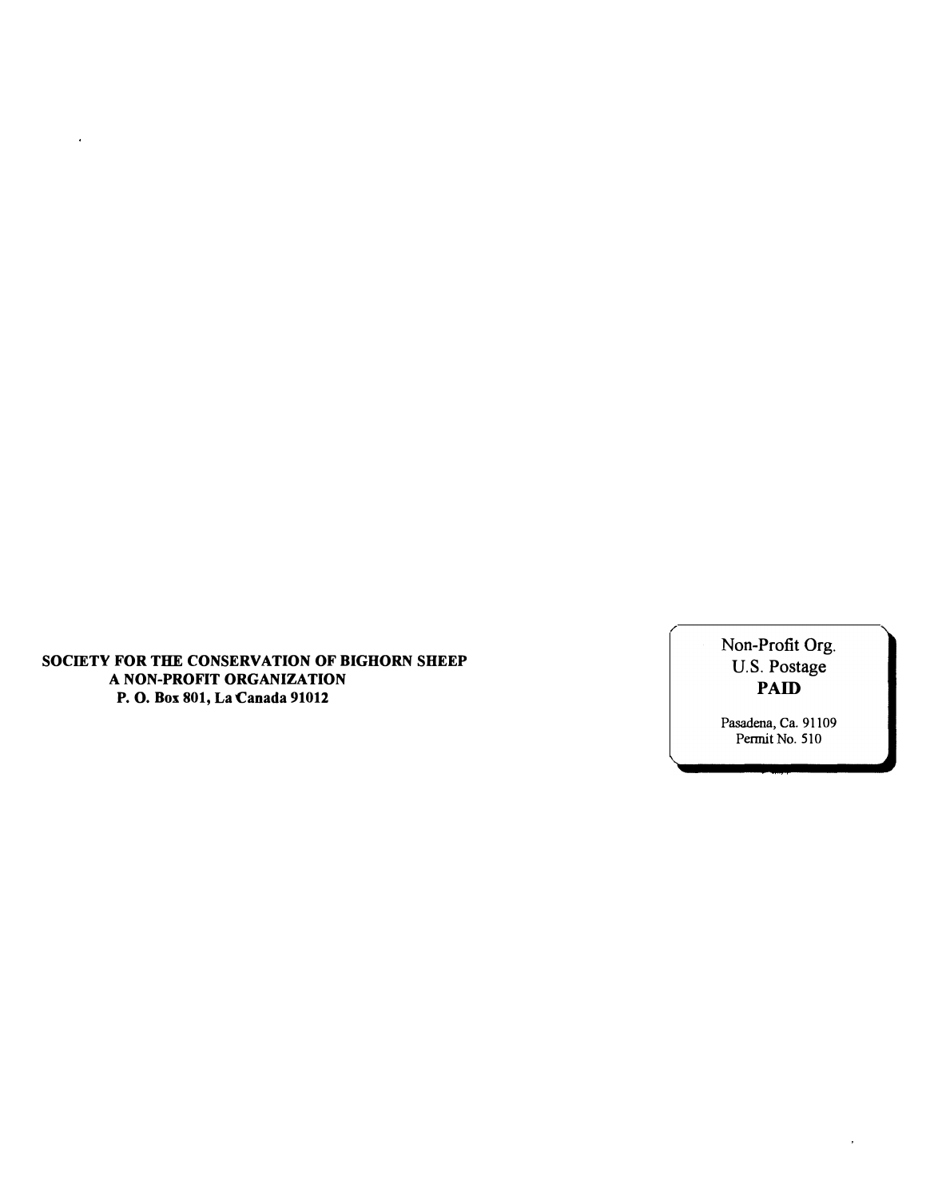**SOCIETY FOR THE CONSERVATION OF BIGHORN SHEEP**
**A NON-PROFIT ORGANIZATION**
**P. O. Box 801, La Canada 91012**

Non-Profit Org.
U.S. Postage
**PAID**

Pasadena, Ca. 91109
Permit No. 510